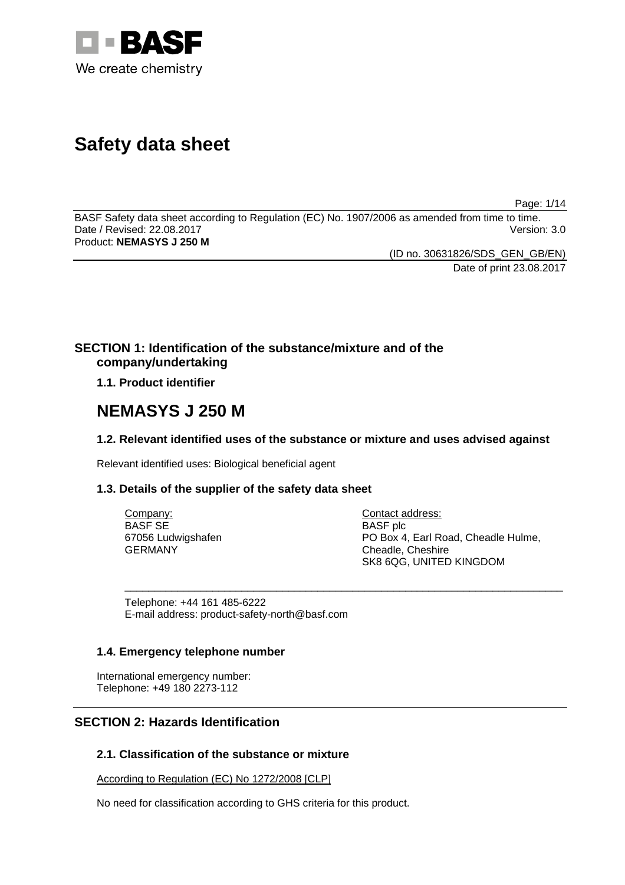BASF
We create chemistry

# Safety data sheet

BASF Safety data sheet according to Regulation (EC) No. 1907/2006 as amended from time to time.
Date / Revised: 22.08.2017 Version: 3.0
Product: **NEMASYS J 250 M**

(ID no. 30631826/SDS_GEN_GB/EN)
Date of print 23.08.2017

## SECTION 1: Identification of the substance/mixture and of the company/undertaking

### 1.1. Product identifier

# NEMASYS J 250 M

### 1.2. Relevant identified uses of the substance or mixture and uses advised against

Relevant identified uses: Biological beneficial agent

### 1.3. Details of the supplier of the safety data sheet

Company:
BASF SE
67056 Ludwigshafen
GERMANY

Contact address:
BASF plc
PO Box 4, Earl Road, Cheadle Hulme,
Cheadle, Cheshire
SK8 6QG, UNITED KINGDOM

Telephone: +44 161 485-6222
E-mail address: product-safety-north@basf.com

### 1.4. Emergency telephone number

International emergency number:
Telephone: +49 180 2273-112

## SECTION 2: Hazards Identification

### 2.1. Classification of the substance or mixture

According to Regulation (EC) No 1272/2008 [CLP]

No need for classification according to GHS criteria for this product.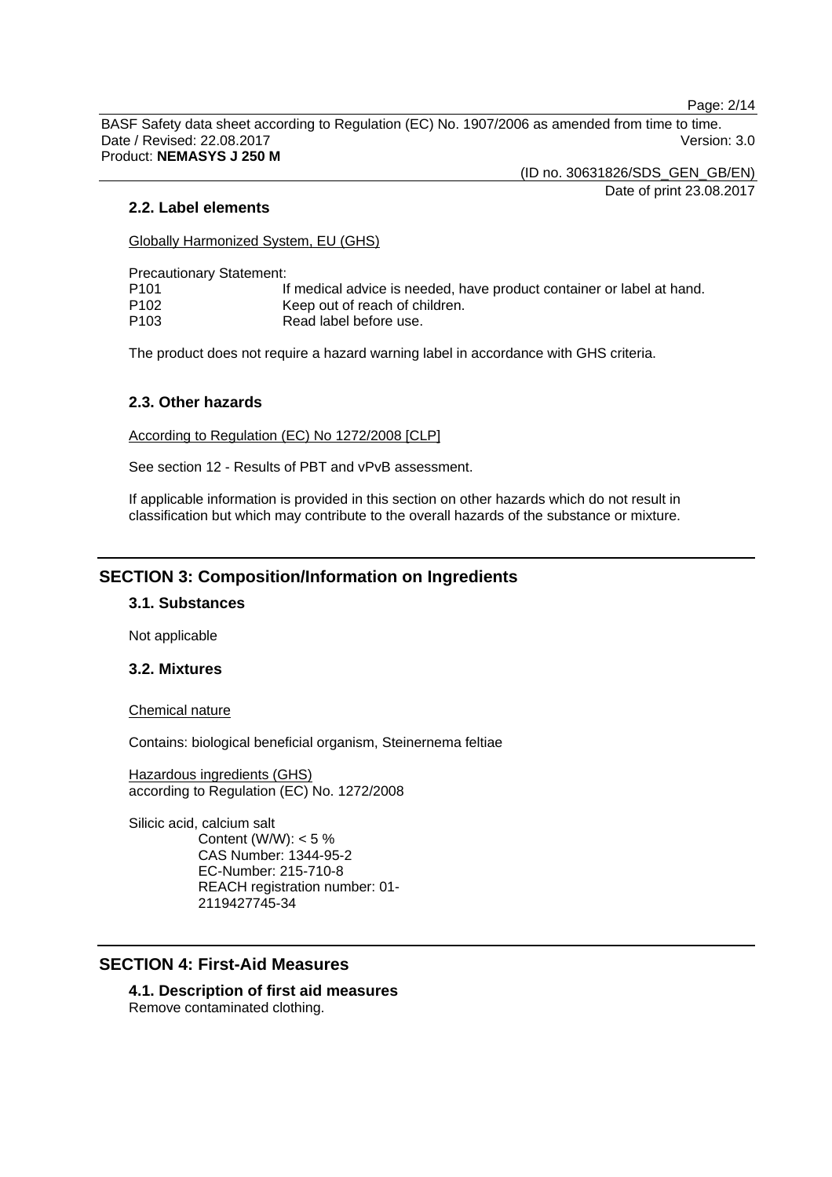### 2.2. Label elements

Globally Harmonized System, EU (GHS)

Precautionary Statement:

| | |
|---|---|
| P101 | If medical advice is needed, have product container or label at hand. |
| P102 | Keep out of reach of children. |
| P103 | Read label before use. |

The product does not require a hazard warning label in accordance with GHS criteria.

### 2.3. Other hazards

According to Regulation (EC) No 1272/2008 [CLP]

See section 12 - Results of PBT and vPvB assessment.

If applicable information is provided in this section on other hazards which do not result in classification but which may contribute to the overall hazards of the substance or mixture.

## SECTION 3: Composition/Information on Ingredients

### 3.1. Substances

Not applicable

### 3.2. Mixtures

Chemical nature

Contains: biological beneficial organism, Steinernema feltiae

Hazardous ingredients (GHS)
according to Regulation (EC) No. 1272/2008

Silicic acid, calcium salt
Content (W/W): < 5 %
CAS Number: 1344-95-2
EC-Number: 215-710-8
REACH registration number: 01-2119427745-34

## SECTION 4: First-Aid Measures

### 4.1. Description of first aid measures

Remove contaminated clothing.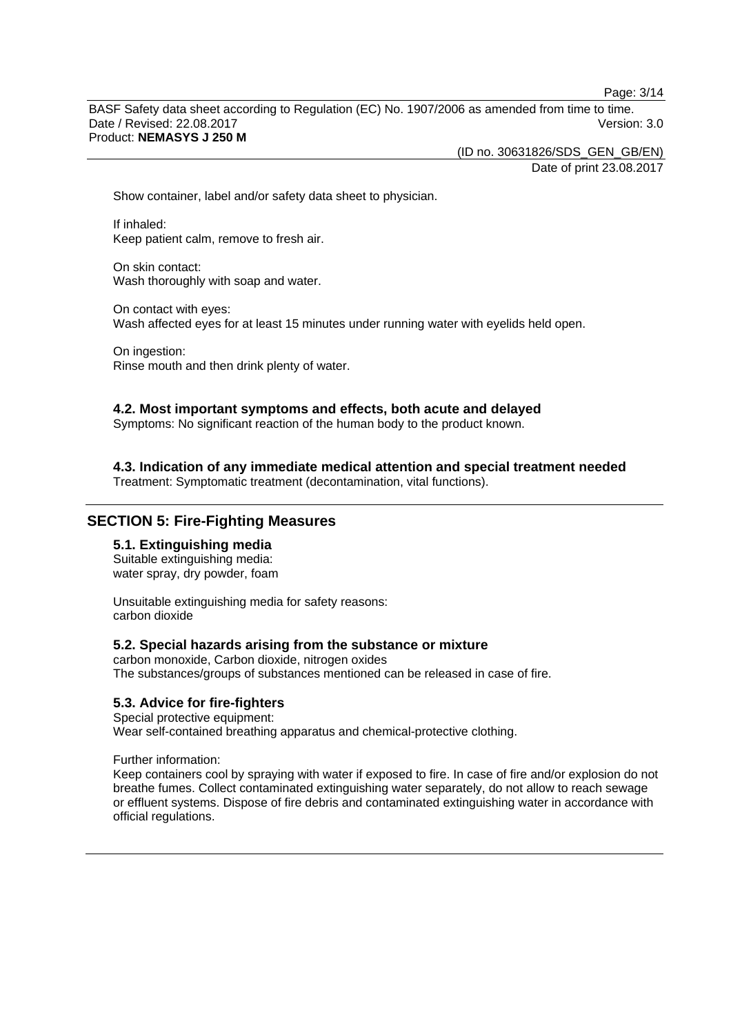Show container, label and/or safety data sheet to physician.

If inhaled:
Keep patient calm, remove to fresh air.

On skin contact:
Wash thoroughly with soap and water.

On contact with eyes:
Wash affected eyes for at least 15 minutes under running water with eyelids held open.

On ingestion:
Rinse mouth and then drink plenty of water.

### 4.2. Most important symptoms and effects, both acute and delayed

Symptoms: No significant reaction of the human body to the product known.

### 4.3. Indication of any immediate medical attention and special treatment needed

Treatment: Symptomatic treatment (decontamination, vital functions).

## SECTION 5: Fire-Fighting Measures

### 5.1. Extinguishing media

Suitable extinguishing media:
water spray, dry powder, foam

Unsuitable extinguishing media for safety reasons:
carbon dioxide

### 5.2. Special hazards arising from the substance or mixture

carbon monoxide, Carbon dioxide, nitrogen oxides
The substances/groups of substances mentioned can be released in case of fire.

### 5.3. Advice for fire-fighters

Special protective equipment:
Wear self-contained breathing apparatus and chemical-protective clothing.

Further information:
Keep containers cool by spraying with water if exposed to fire. In case of fire and/or explosion do not breathe fumes. Collect contaminated extinguishing water separately, do not allow to reach sewage or effluent systems. Dispose of fire debris and contaminated extinguishing water in accordance with official regulations.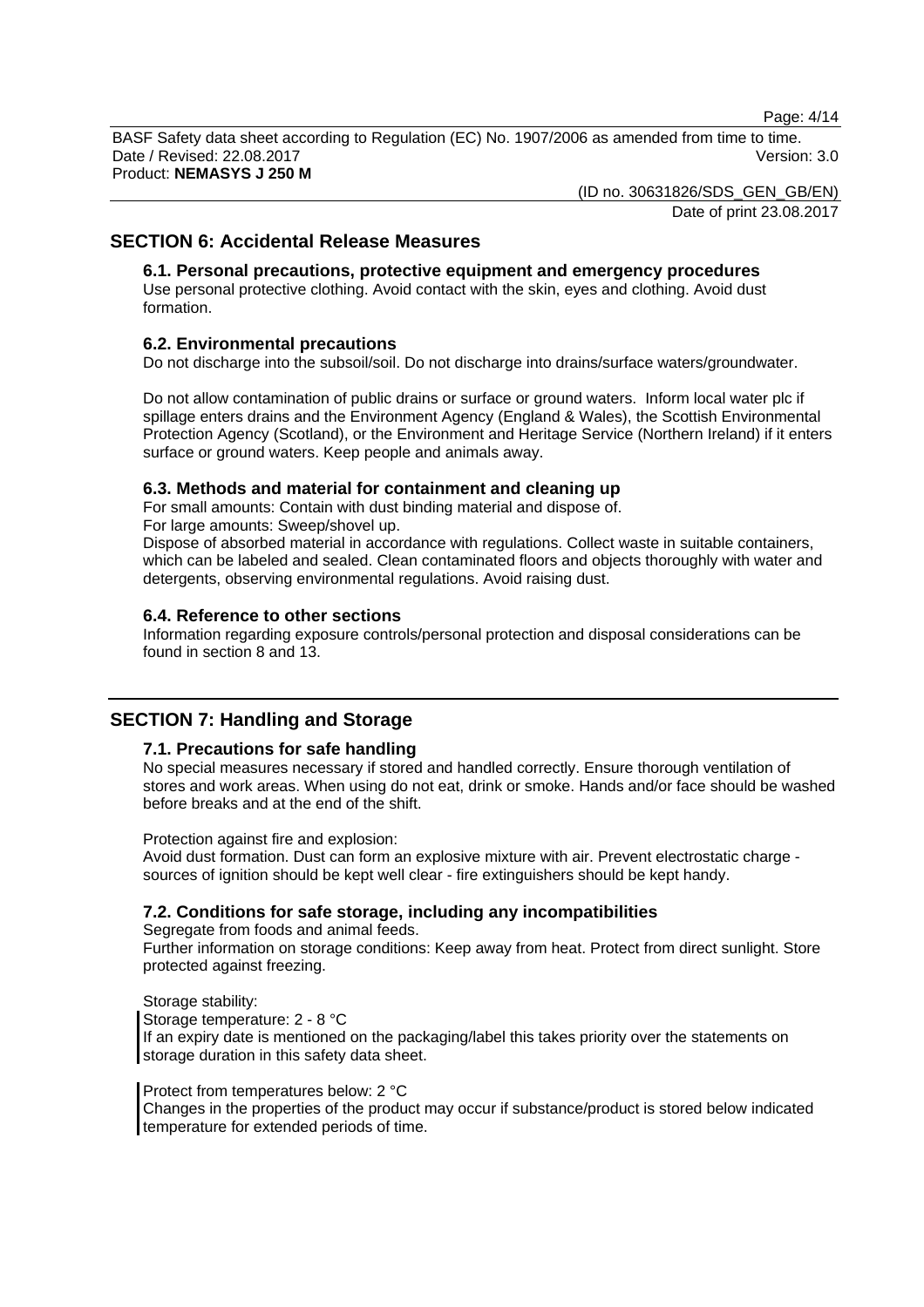## SECTION 6: Accidental Release Measures

### 6.1. Personal precautions, protective equipment and emergency procedures

Use personal protective clothing. Avoid contact with the skin, eyes and clothing. Avoid dust formation.

### 6.2. Environmental precautions

Do not discharge into the subsoil/soil. Do not discharge into drains/surface waters/groundwater.

Do not allow contamination of public drains or surface or ground waters. Inform local water plc if spillage enters drains and the Environment Agency (England & Wales), the Scottish Environmental Protection Agency (Scotland), or the Environment and Heritage Service (Northern Ireland) if it enters surface or ground waters. Keep people and animals away.

### 6.3. Methods and material for containment and cleaning up

For small amounts: Contain with dust binding material and dispose of.
For large amounts: Sweep/shovel up.
Dispose of absorbed material in accordance with regulations. Collect waste in suitable containers, which can be labeled and sealed. Clean contaminated floors and objects thoroughly with water and detergents, observing environmental regulations. Avoid raising dust.

### 6.4. Reference to other sections

Information regarding exposure controls/personal protection and disposal considerations can be found in section 8 and 13.

## SECTION 7: Handling and Storage

### 7.1. Precautions for safe handling

No special measures necessary if stored and handled correctly. Ensure thorough ventilation of stores and work areas. When using do not eat, drink or smoke. Hands and/or face should be washed before breaks and at the end of the shift.

Protection against fire and explosion:
Avoid dust formation. Dust can form an explosive mixture with air. Prevent electrostatic charge - sources of ignition should be kept well clear - fire extinguishers should be kept handy.

### 7.2. Conditions for safe storage, including any incompatibilities

Segregate from foods and animal feeds.
Further information on storage conditions: Keep away from heat. Protect from direct sunlight. Store protected against freezing.

Storage stability:
Storage temperature: 2 - 8 °C
If an expiry date is mentioned on the packaging/label this takes priority over the statements on storage duration in this safety data sheet.

Protect from temperatures below: 2 °C
Changes in the properties of the product may occur if substance/product is stored below indicated temperature for extended periods of time.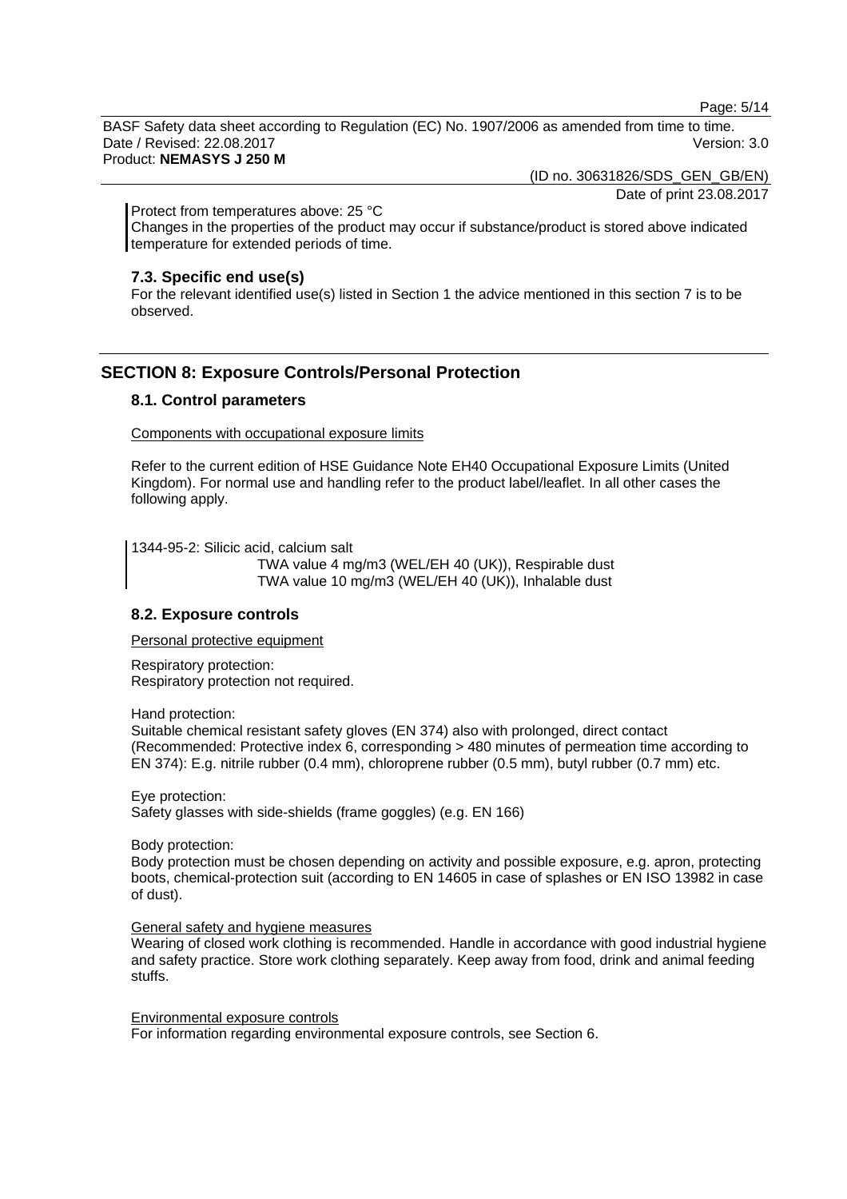Protect from temperatures above: 25 °C
Changes in the properties of the product may occur if substance/product is stored above indicated temperature for extended periods of time.

### 7.3. Specific end use(s)

For the relevant identified use(s) listed in Section 1 the advice mentioned in this section 7 is to be observed.

## SECTION 8: Exposure Controls/Personal Protection

### 8.1. Control parameters

Components with occupational exposure limits

Refer to the current edition of HSE Guidance Note EH40 Occupational Exposure Limits (United Kingdom). For normal use and handling refer to the product label/leaflet. In all other cases the following apply.

1344-95-2: Silicic acid, calcium salt
TWA value 4 mg/m3 (WEL/EH 40 (UK)), Respirable dust
TWA value 10 mg/m3 (WEL/EH 40 (UK)), Inhalable dust

### 8.2. Exposure controls

Personal protective equipment

Respiratory protection:
Respiratory protection not required.

Hand protection:
Suitable chemical resistant safety gloves (EN 374) also with prolonged, direct contact (Recommended: Protective index 6, corresponding > 480 minutes of permeation time according to EN 374): E.g. nitrile rubber (0.4 mm), chloroprene rubber (0.5 mm), butyl rubber (0.7 mm) etc.

Eye protection:
Safety glasses with side-shields (frame goggles) (e.g. EN 166)

Body protection:
Body protection must be chosen depending on activity and possible exposure, e.g. apron, protecting boots, chemical-protection suit (according to EN 14605 in case of splashes or EN ISO 13982 in case of dust).

General safety and hygiene measures
Wearing of closed work clothing is recommended. Handle in accordance with good industrial hygiene and safety practice. Store work clothing separately. Keep away from food, drink and animal feeding stuffs.

Environmental exposure controls
For information regarding environmental exposure controls, see Section 6.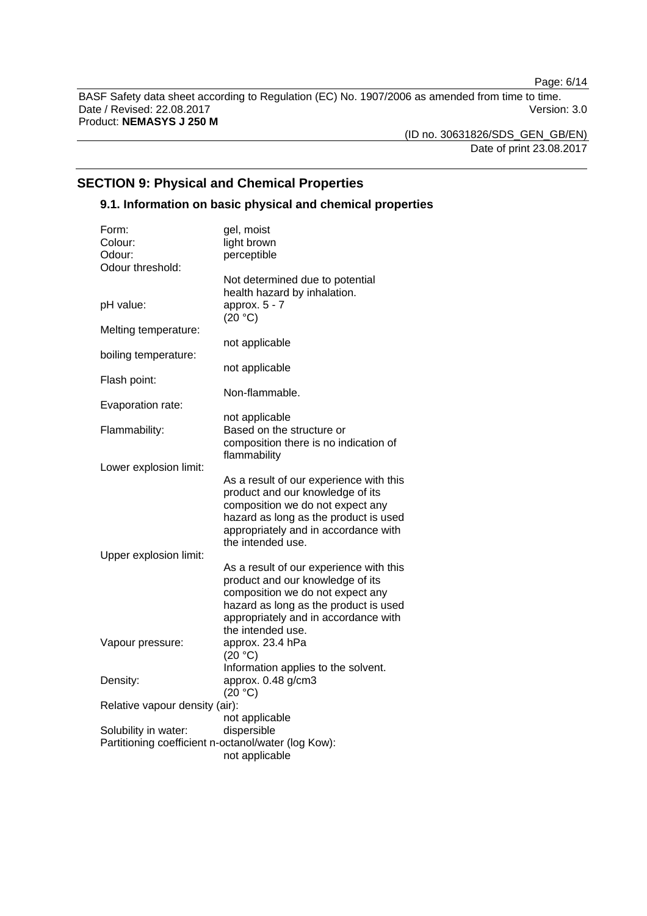## SECTION 9: Physical and Chemical Properties

### 9.1. Information on basic physical and chemical properties

| | |
|---|---|
| Form: | gel, moist |
| Colour: | light brown |
| Odour: | perceptible |
| Odour threshold: | Not determined due to potential health hazard by inhalation. |
| pH value: | approx. 5 - 7 (20 °C) |
| Melting temperature: | not applicable |
| boiling temperature: | not applicable |
| Flash point: | Non-flammable. |
| Evaporation rate: | not applicable |
| Flammability: | Based on the structure or composition there is no indication of flammability |
| Lower explosion limit: | As a result of our experience with this product and our knowledge of its composition we do not expect any hazard as long as the product is used appropriately and in accordance with the intended use. |
| Upper explosion limit: | As a result of our experience with this product and our knowledge of its composition we do not expect any hazard as long as the product is used appropriately and in accordance with the intended use. |
| Vapour pressure: | approx. 23.4 hPa (20 °C) Information applies to the solvent. |
| Density: | approx. 0.48 g/cm3 (20 °C) |
| Relative vapour density (air): | not applicable |
| Solubility in water: | dispersible |
| Partitioning coefficient n-octanol/water (log Kow): | not applicable |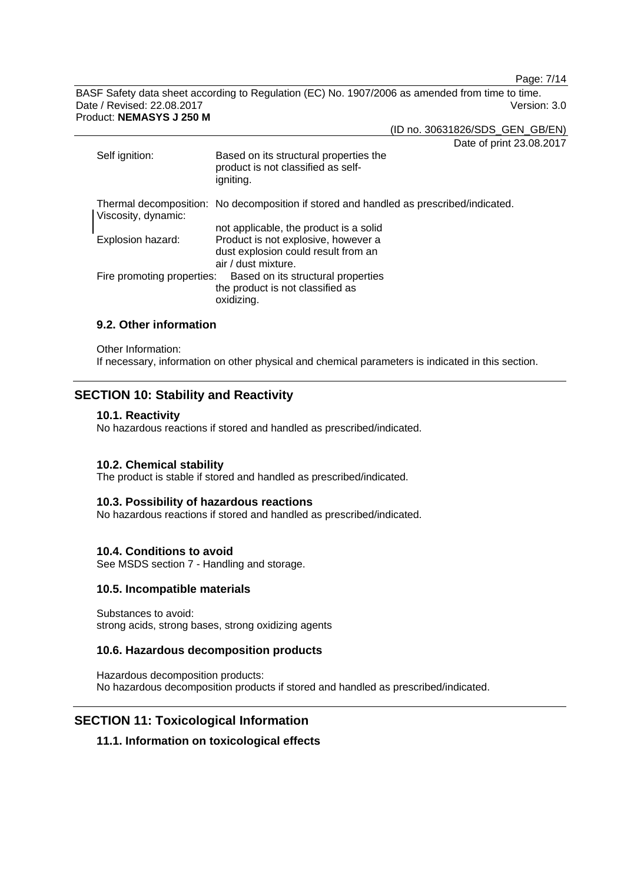| | |
|---|---|
| Self ignition: | Based on its structural properties the product is not classified as self-igniting. |
| Thermal decomposition: | No decomposition if stored and handled as prescribed/indicated. |
| Viscosity, dynamic: | not applicable, the product is a solid |
| Explosion hazard: | Product is not explosive, however a dust explosion could result from an air / dust mixture. |
| Fire promoting properties: | Based on its structural properties the product is not classified as oxidizing. |

### 9.2. Other information

Other Information:
If necessary, information on other physical and chemical parameters is indicated in this section.

## SECTION 10: Stability and Reactivity

### 10.1. Reactivity

No hazardous reactions if stored and handled as prescribed/indicated.

### 10.2. Chemical stability

The product is stable if stored and handled as prescribed/indicated.

### 10.3. Possibility of hazardous reactions

No hazardous reactions if stored and handled as prescribed/indicated.

### 10.4. Conditions to avoid

See MSDS section 7 - Handling and storage.

### 10.5. Incompatible materials

Substances to avoid:
strong acids, strong bases, strong oxidizing agents

### 10.6. Hazardous decomposition products

Hazardous decomposition products:
No hazardous decomposition products if stored and handled as prescribed/indicated.

## SECTION 11: Toxicological Information

### 11.1. Information on toxicological effects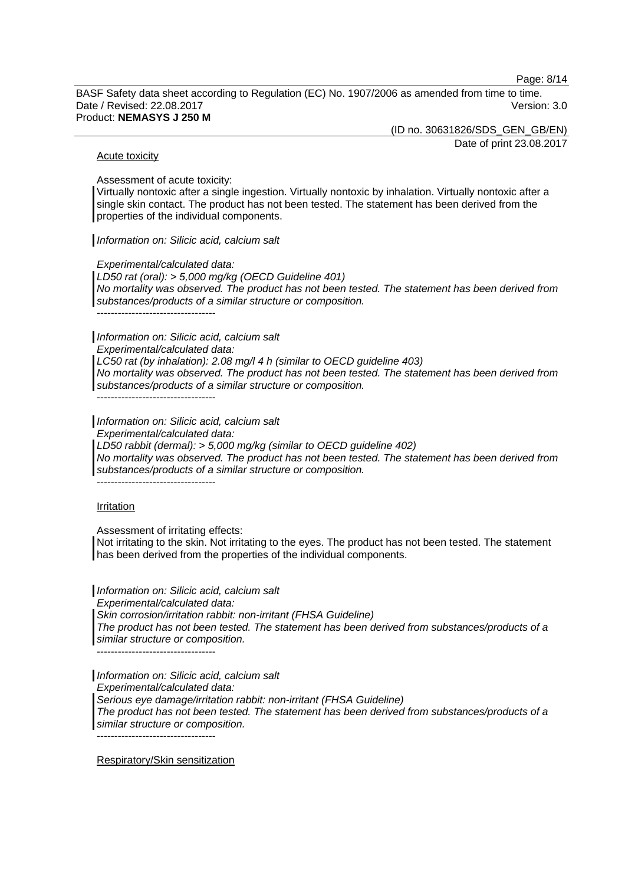Acute toxicity

Assessment of acute toxicity:
Virtually nontoxic after a single ingestion. Virtually nontoxic by inhalation. Virtually nontoxic after a single skin contact. The product has not been tested. The statement has been derived from the properties of the individual components.

*Information on: Silicic acid, calcium salt*

*Experimental/calculated data:*
*LD50 rat (oral): > 5,000 mg/kg (OECD Guideline 401)*
*No mortality was observed. The product has not been tested. The statement has been derived from substances/products of a similar structure or composition.*
----------------------------------

*Information on: Silicic acid, calcium salt*
*Experimental/calculated data:*
*LC50 rat (by inhalation): 2.08 mg/l 4 h (similar to OECD guideline 403)*
*No mortality was observed. The product has not been tested. The statement has been derived from substances/products of a similar structure or composition.*
----------------------------------

*Information on: Silicic acid, calcium salt*
*Experimental/calculated data:*
*LD50 rabbit (dermal): > 5,000 mg/kg (similar to OECD guideline 402)*
*No mortality was observed. The product has not been tested. The statement has been derived from substances/products of a similar structure or composition.*
----------------------------------

Irritation

Assessment of irritating effects:
Not irritating to the skin. Not irritating to the eyes. The product has not been tested. The statement has been derived from the properties of the individual components.

*Information on: Silicic acid, calcium salt*
*Experimental/calculated data:*
*Skin corrosion/irritation rabbit: non-irritant (FHSA Guideline)*
*The product has not been tested. The statement has been derived from substances/products of a similar structure or composition.*
----------------------------------

*Information on: Silicic acid, calcium salt*
*Experimental/calculated data:*
*Serious eye damage/irritation rabbit: non-irritant (FHSA Guideline)*
*The product has not been tested. The statement has been derived from substances/products of a similar structure or composition.*
----------------------------------

Respiratory/Skin sensitization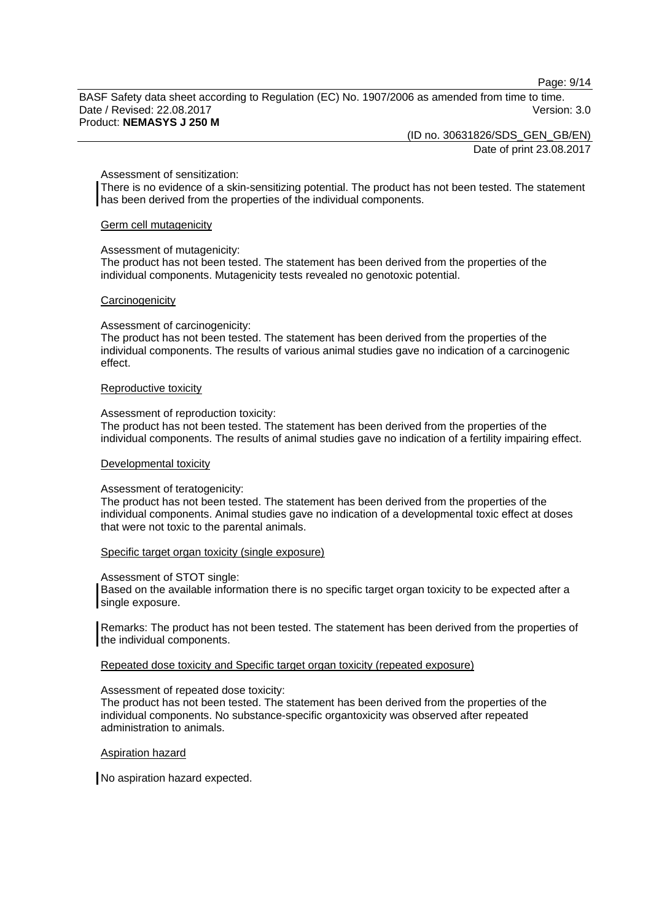Assessment of sensitization:
There is no evidence of a skin-sensitizing potential. The product has not been tested. The statement has been derived from the properties of the individual components.

### Germ cell mutagenicity

Assessment of mutagenicity:
The product has not been tested. The statement has been derived from the properties of the individual components. Mutagenicity tests revealed no genotoxic potential.

### Carcinogenicity

Assessment of carcinogenicity:
The product has not been tested. The statement has been derived from the properties of the individual components. The results of various animal studies gave no indication of a carcinogenic effect.

### Reproductive toxicity

Assessment of reproduction toxicity:
The product has not been tested. The statement has been derived from the properties of the individual components. The results of animal studies gave no indication of a fertility impairing effect.

### Developmental toxicity

Assessment of teratogenicity:
The product has not been tested. The statement has been derived from the properties of the individual components. Animal studies gave no indication of a developmental toxic effect at doses that were not toxic to the parental animals.

### Specific target organ toxicity (single exposure)

Assessment of STOT single:
Based on the available information there is no specific target organ toxicity to be expected after a single exposure.

Remarks: The product has not been tested. The statement has been derived from the properties of the individual components.

### Repeated dose toxicity and Specific target organ toxicity (repeated exposure)

Assessment of repeated dose toxicity:
The product has not been tested. The statement has been derived from the properties of the individual components. No substance-specific organtoxicity was observed after repeated administration to animals.

### Aspiration hazard

No aspiration hazard expected.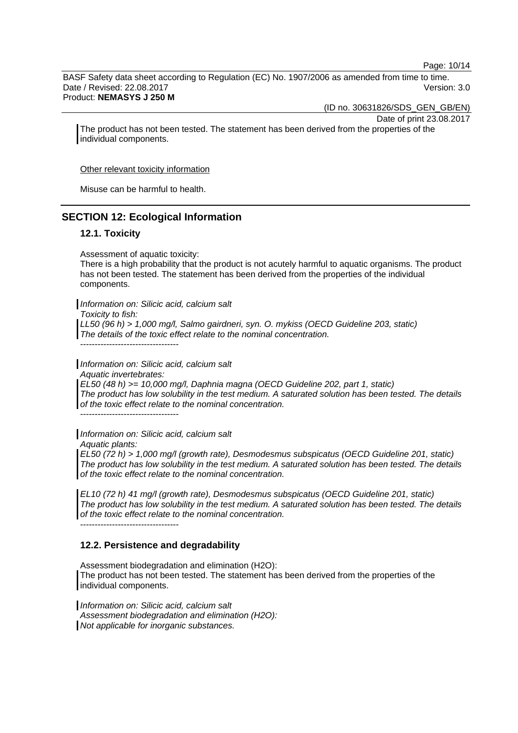The product has not been tested. The statement has been derived from the properties of the individual components.

Other relevant toxicity information

Misuse can be harmful to health.

## SECTION 12: Ecological Information

### 12.1. Toxicity

Assessment of aquatic toxicity:
There is a high probability that the product is not acutely harmful to aquatic organisms. The product has not been tested. The statement has been derived from the properties of the individual components.

*Information on: Silicic acid, calcium salt*
*Toxicity to fish:*
*LL50 (96 h) > 1,000 mg/l, Salmo gairdneri, syn. O. mykiss (OECD Guideline 203, static)*
*The details of the toxic effect relate to the nominal concentration.*
----------------------------------

*Information on: Silicic acid, calcium salt*
*Aquatic invertebrates:*
*EL50 (48 h) >= 10,000 mg/l, Daphnia magna (OECD Guideline 202, part 1, static)*
*The product has low solubility in the test medium. A saturated solution has been tested. The details of the toxic effect relate to the nominal concentration.*
----------------------------------

*Information on: Silicic acid, calcium salt*
*Aquatic plants:*
*EL50 (72 h) > 1,000 mg/l (growth rate), Desmodesmus subspicatus (OECD Guideline 201, static)*
*The product has low solubility in the test medium. A saturated solution has been tested. The details of the toxic effect relate to the nominal concentration.*

*EL10 (72 h) 41 mg/l (growth rate), Desmodesmus subspicatus (OECD Guideline 201, static)*
*The product has low solubility in the test medium. A saturated solution has been tested. The details of the toxic effect relate to the nominal concentration.*
----------------------------------

### 12.2. Persistence and degradability

Assessment biodegradation and elimination (H2O):
The product has not been tested. The statement has been derived from the properties of the individual components.

*Information on: Silicic acid, calcium salt*
*Assessment biodegradation and elimination (H2O):*
*Not applicable for inorganic substances.*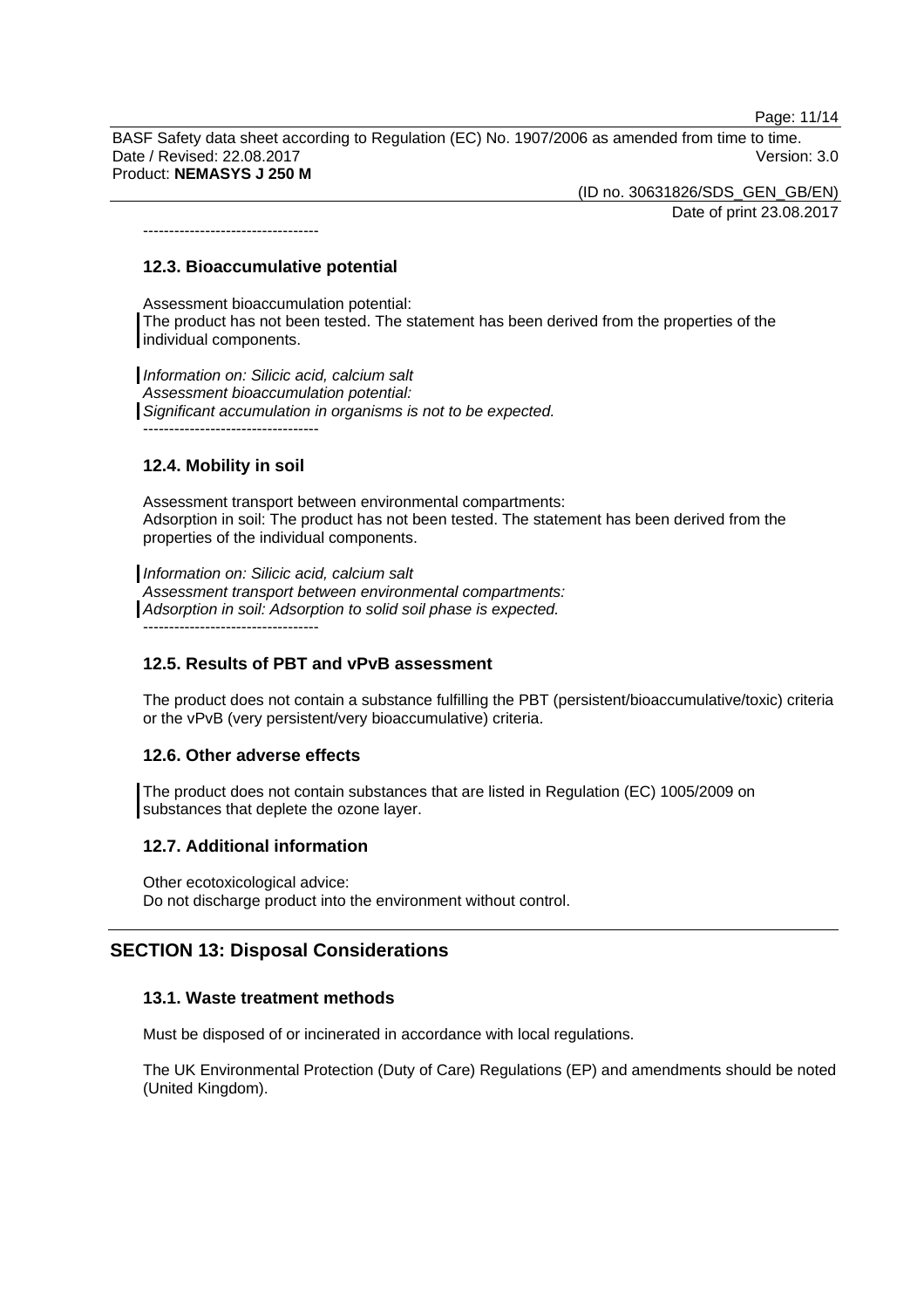----------------------------------

### 12.3. Bioaccumulative potential

Assessment bioaccumulation potential:
The product has not been tested. The statement has been derived from the properties of the individual components.

*Information on: Silicic acid, calcium salt*
*Assessment bioaccumulation potential:*
*Significant accumulation in organisms is not to be expected.*
----------------------------------

### 12.4. Mobility in soil

Assessment transport between environmental compartments:
Adsorption in soil: The product has not been tested. The statement has been derived from the properties of the individual components.

*Information on: Silicic acid, calcium salt*
*Assessment transport between environmental compartments:*
*Adsorption in soil: Adsorption to solid soil phase is expected.*
----------------------------------

### 12.5. Results of PBT and vPvB assessment

The product does not contain a substance fulfilling the PBT (persistent/bioaccumulative/toxic) criteria or the vPvB (very persistent/very bioaccumulative) criteria.

### 12.6. Other adverse effects

The product does not contain substances that are listed in Regulation (EC) 1005/2009 on substances that deplete the ozone layer.

### 12.7. Additional information

Other ecotoxicological advice:
Do not discharge product into the environment without control.

## SECTION 13: Disposal Considerations

### 13.1. Waste treatment methods

Must be disposed of or incinerated in accordance with local regulations.

The UK Environmental Protection (Duty of Care) Regulations (EP) and amendments should be noted (United Kingdom).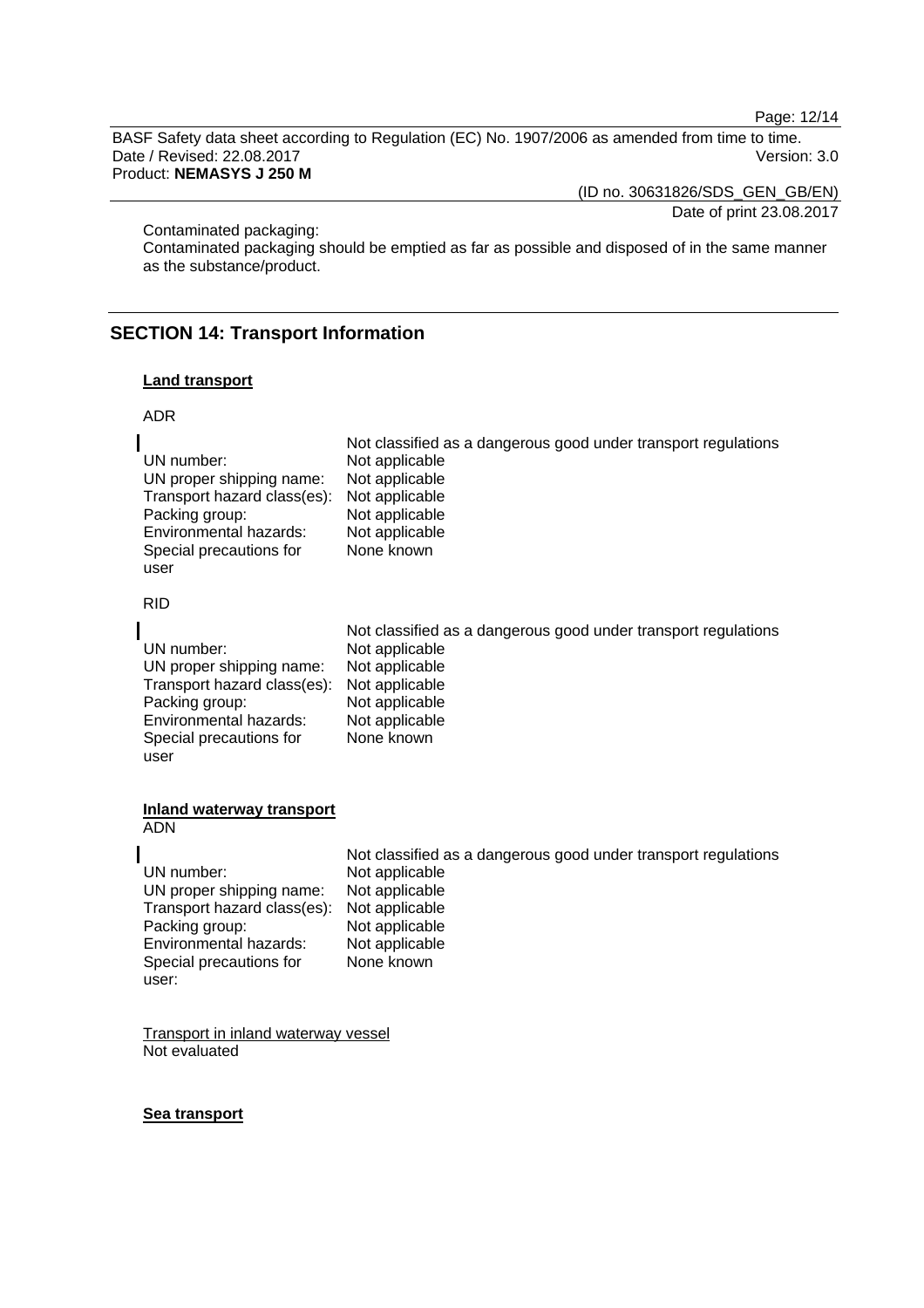Contaminated packaging:
Contaminated packaging should be emptied as far as possible and disposed of in the same manner as the substance/product.

## SECTION 14: Transport Information

**Land transport**

ADR

| | Not classified as a dangerous good under transport regulations |
|---|---|
| UN number: | Not applicable |
| UN proper shipping name: | Not applicable |
| Transport hazard class(es): | Not applicable |
| Packing group: | Not applicable |
| Environmental hazards: | Not applicable |
| Special precautions for user | None known |

RID

| | Not classified as a dangerous good under transport regulations |
|---|---|
| UN number: | Not applicable |
| UN proper shipping name: | Not applicable |
| Transport hazard class(es): | Not applicable |
| Packing group: | Not applicable |
| Environmental hazards: | Not applicable |
| Special precautions for user | None known |

**Inland waterway transport**
ADN

| | Not classified as a dangerous good under transport regulations |
|---|---|
| UN number: | Not applicable |
| UN proper shipping name: | Not applicable |
| Transport hazard class(es): | Not applicable |
| Packing group: | Not applicable |
| Environmental hazards: | Not applicable |
| Special precautions for user: | None known |

Transport in inland waterway vessel
Not evaluated

**Sea transport**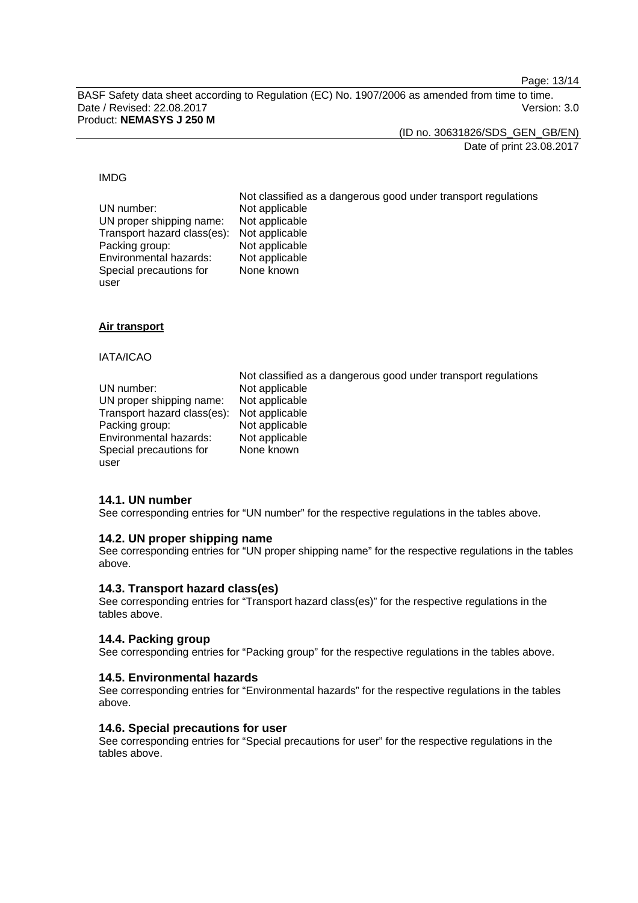IMDG

| | Not classified as a dangerous good under transport regulations |
|---|---|
| UN number: | Not applicable |
| UN proper shipping name: | Not applicable |
| Transport hazard class(es): | Not applicable |
| Packing group: | Not applicable |
| Environmental hazards: | Not applicable |
| Special precautions for user | None known |

**Air transport**

IATA/ICAO

| | Not classified as a dangerous good under transport regulations |
|---|---|
| UN number: | Not applicable |
| UN proper shipping name: | Not applicable |
| Transport hazard class(es): | Not applicable |
| Packing group: | Not applicable |
| Environmental hazards: | Not applicable |
| Special precautions for user | None known |

### 14.1. UN number

See corresponding entries for “UN number” for the respective regulations in the tables above.

### 14.2. UN proper shipping name

See corresponding entries for “UN proper shipping name” for the respective regulations in the tables above.

### 14.3. Transport hazard class(es)

See corresponding entries for “Transport hazard class(es)” for the respective regulations in the tables above.

### 14.4. Packing group

See corresponding entries for “Packing group” for the respective regulations in the tables above.

### 14.5. Environmental hazards

See corresponding entries for “Environmental hazards” for the respective regulations in the tables above.

### 14.6. Special precautions for user

See corresponding entries for “Special precautions for user” for the respective regulations in the tables above.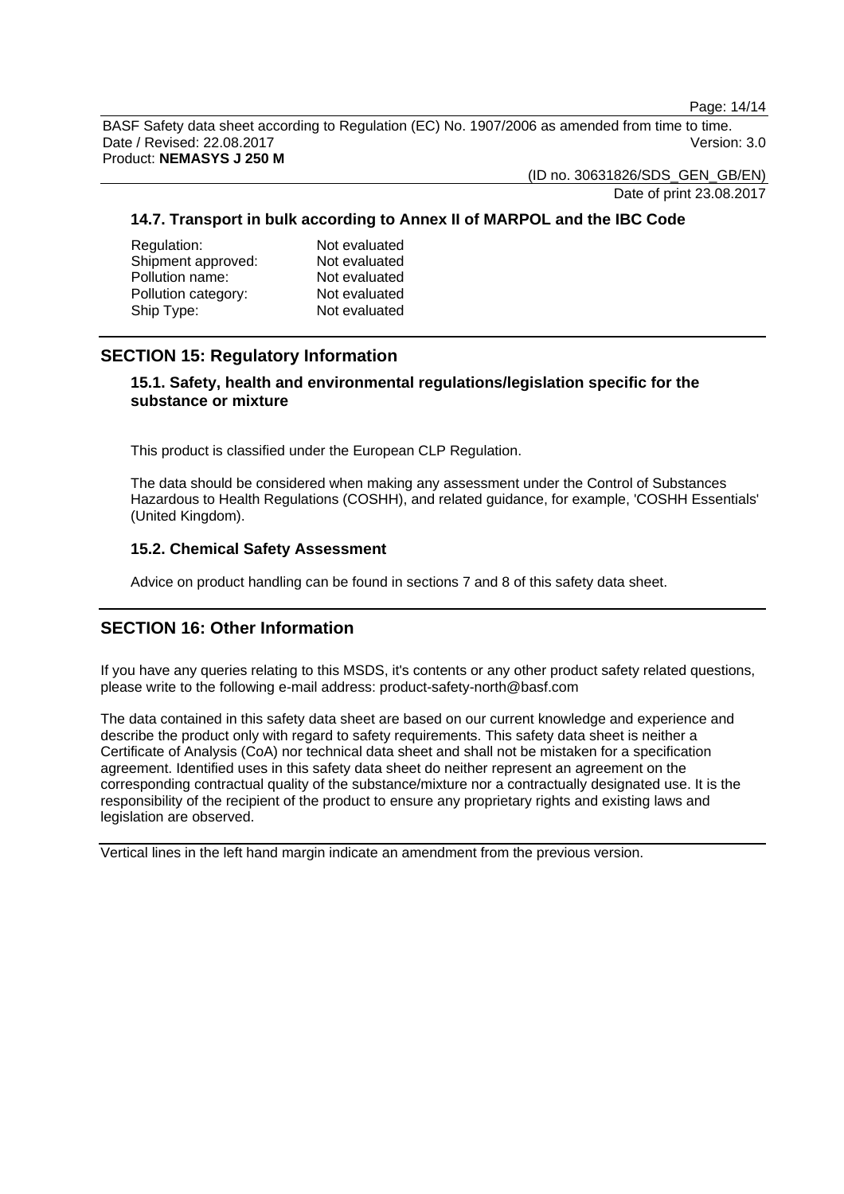### 14.7. Transport in bulk according to Annex II of MARPOL and the IBC Code

| | |
|---|---|
| Regulation: | Not evaluated |
| Shipment approved: | Not evaluated |
| Pollution name: | Not evaluated |
| Pollution category: | Not evaluated |
| Ship Type: | Not evaluated |

## SECTION 15: Regulatory Information

### 15.1. Safety, health and environmental regulations/legislation specific for the substance or mixture

This product is classified under the European CLP Regulation.

The data should be considered when making any assessment under the Control of Substances Hazardous to Health Regulations (COSHH), and related guidance, for example, 'COSHH Essentials' (United Kingdom).

### 15.2. Chemical Safety Assessment

Advice on product handling can be found in sections 7 and 8 of this safety data sheet.

## SECTION 16: Other Information

If you have any queries relating to this MSDS, it's contents or any other product safety related questions, please write to the following e-mail address: product-safety-north@basf.com

The data contained in this safety data sheet are based on our current knowledge and experience and describe the product only with regard to safety requirements. This safety data sheet is neither a Certificate of Analysis (CoA) nor technical data sheet and shall not be mistaken for a specification agreement. Identified uses in this safety data sheet do neither represent an agreement on the corresponding contractual quality of the substance/mixture nor a contractually designated use. It is the responsibility of the recipient of the product to ensure any proprietary rights and existing laws and legislation are observed.

Vertical lines in the left hand margin indicate an amendment from the previous version.